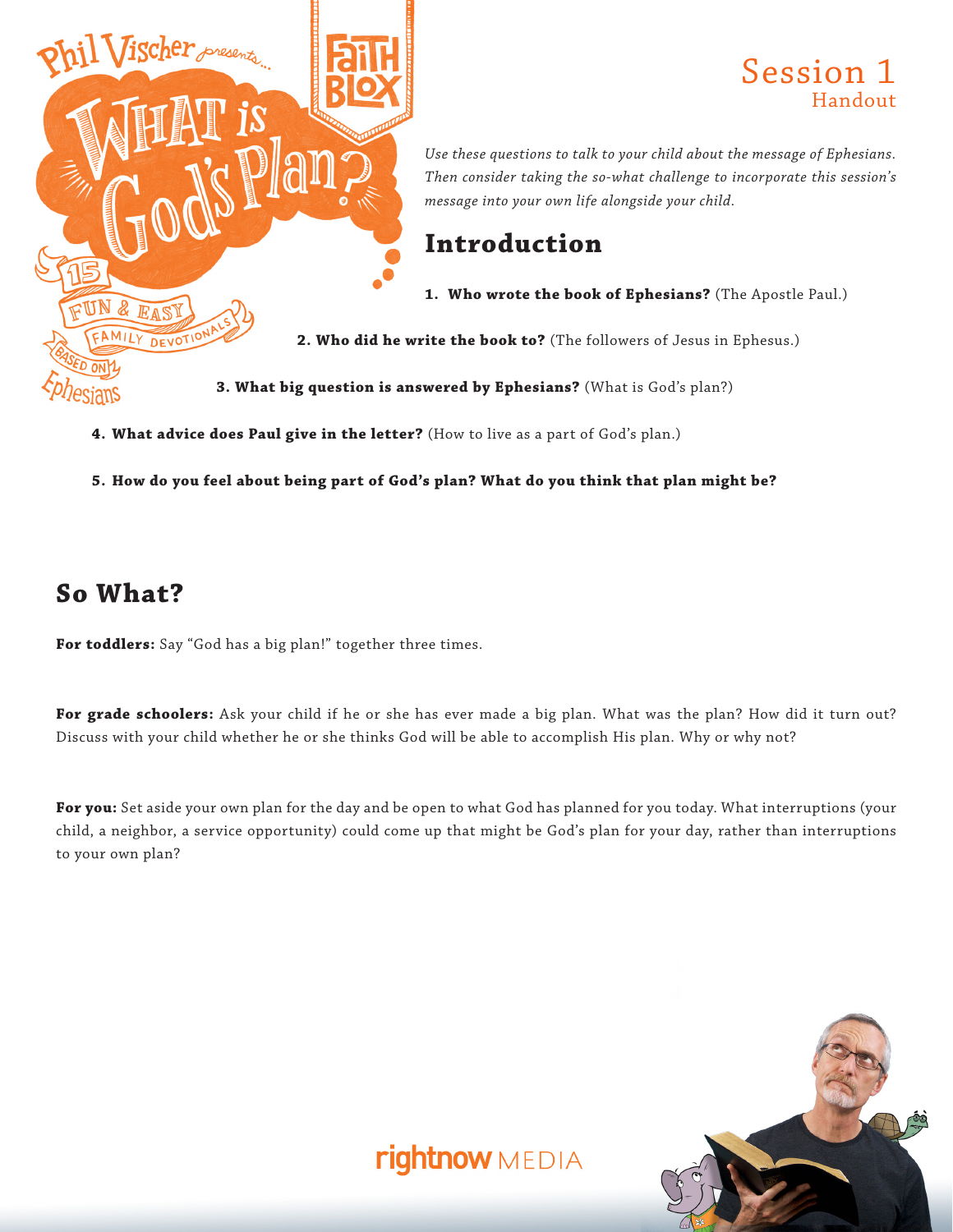Phil Vischer presents...

# WHAT is God's Plan?

15 FUN & EASY FAMILY DEVOTIONALS BASED ON Ephesians

FAITH BLOX

## Session 1
Handout

*Use these questions to talk to your child about the message of Ephesians. Then consider taking the so-what challenge to incorporate this session's message into your own life alongside your child.*

## Introduction

1. **Who wrote the book of Ephesians?** (The Apostle Paul.)
2. **Who did he write the book to?** (The followers of Jesus in Ephesus.)
3. **What big question is answered by Ephesians?** (What is God's plan?)
4. **What advice does Paul give in the letter?** (How to live as a part of God's plan.)
5. **How do you feel about being part of God's plan? What do you think that plan might be?**

## So What?

**For toddlers:** Say "God has a big plan!" together three times.

**For grade schoolers:** Ask your child if he or she has ever made a big plan. What was the plan? How did it turn out? Discuss with your child whether he or she thinks God will be able to accomplish His plan. Why or why not?

**For you:** Set aside your own plan for the day and be open to what God has planned for you today. What interruptions (your child, a neighbor, a service opportunity) could come up that might be God's plan for your day, rather than interruptions to your own plan?

rightnow MEDIA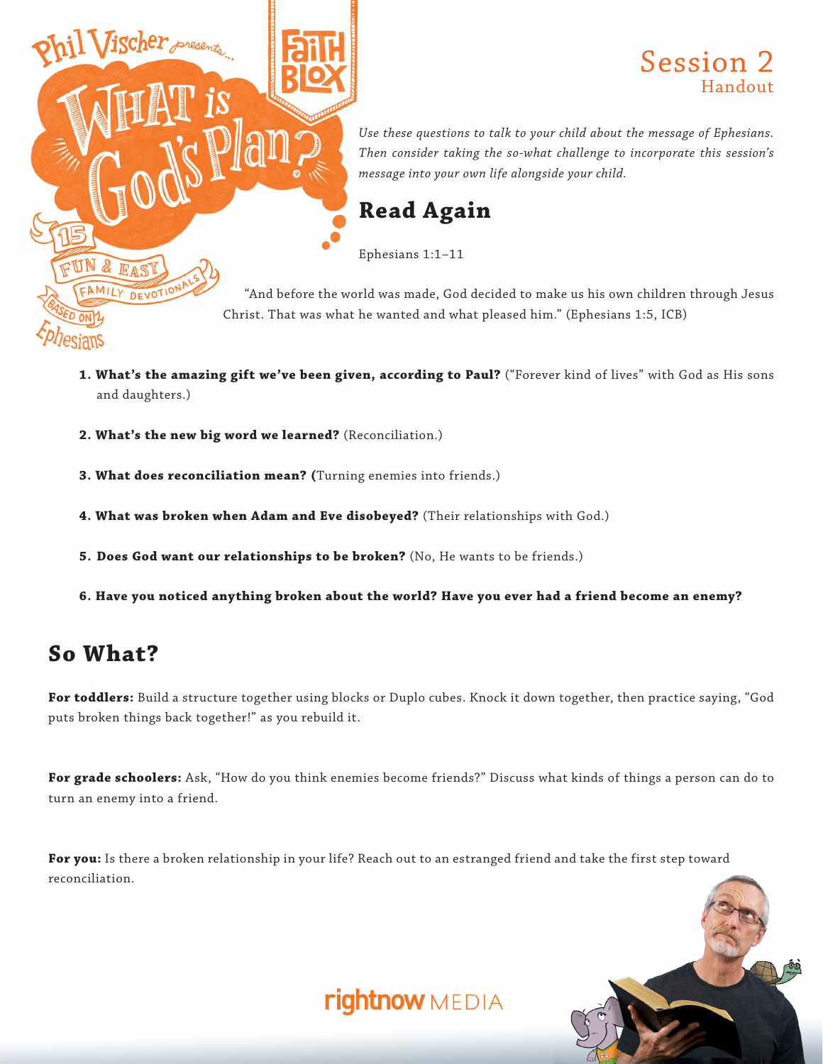# Session 2
## Handout

*Use these questions to talk to your child about the message of Ephesians. Then consider taking the so-what challenge to incorporate this session's message into your own life alongside your child.*

## Read Again

Ephesians 1:1–11

"And before the world was made, God decided to make us his own children through Jesus Christ. That was what he wanted and what pleased him." (Ephesians 1:5, ICB)

1. **What's the amazing gift we've been given, according to Paul?** ("Forever kind of lives" with God as His sons and daughters.)
2. **What's the new big word we learned?** (Reconciliation.)
3. **What does reconciliation mean? (**Turning enemies into friends.)
4. **What was broken when Adam and Eve disobeyed?** (Their relationships with God.)
5. **Does God want our relationships to be broken?** (No, He wants to be friends.)
6. **Have you noticed anything broken about the world? Have you ever had a friend become an enemy?**

## So What?

**For toddlers:** Build a structure together using blocks or Duplo cubes. Knock it down together, then practice saying, "God puts broken things back together!" as you rebuild it.

**For grade schoolers:** Ask, "How do you think enemies become friends?" Discuss what kinds of things a person can do to turn an enemy into a friend.

**For you:** Is there a broken relationship in your life? Reach out to an estranged friend and take the first step toward reconciliation.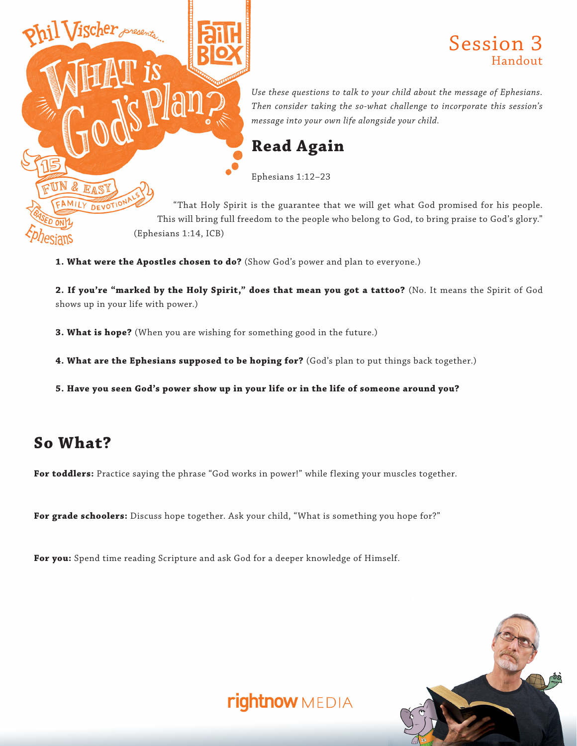# Session 3
## Handout

*Use these questions to talk to your child about the message of Ephesians. Then consider taking the so-what challenge to incorporate this session's message into your own life alongside your child.*

## Read Again

Ephesians 1:12–23

"That Holy Spirit is the guarantee that we will get what God promised for his people. This will bring full freedom to the people who belong to God, to bring praise to God's glory." (Ephesians 1:14, ICB)

1. **What were the Apostles chosen to do?** (Show God's power and plan to everyone.)

2. **If you're "marked by the Holy Spirit," does that mean you got a tattoo?** (No. It means the Spirit of God shows up in your life with power.)

3. **What is hope?** (When you are wishing for something good in the future.)

4. **What are the Ephesians supposed to be hoping for?** (God's plan to put things back together.)

5. **Have you seen God's power show up in your life or in the life of someone around you?**

## So What?

**For toddlers:** Practice saying the phrase "God works in power!" while flexing your muscles together.

**For grade schoolers:** Discuss hope together. Ask your child, "What is something you hope for?"

**For you:** Spend time reading Scripture and ask God for a deeper knowledge of Himself.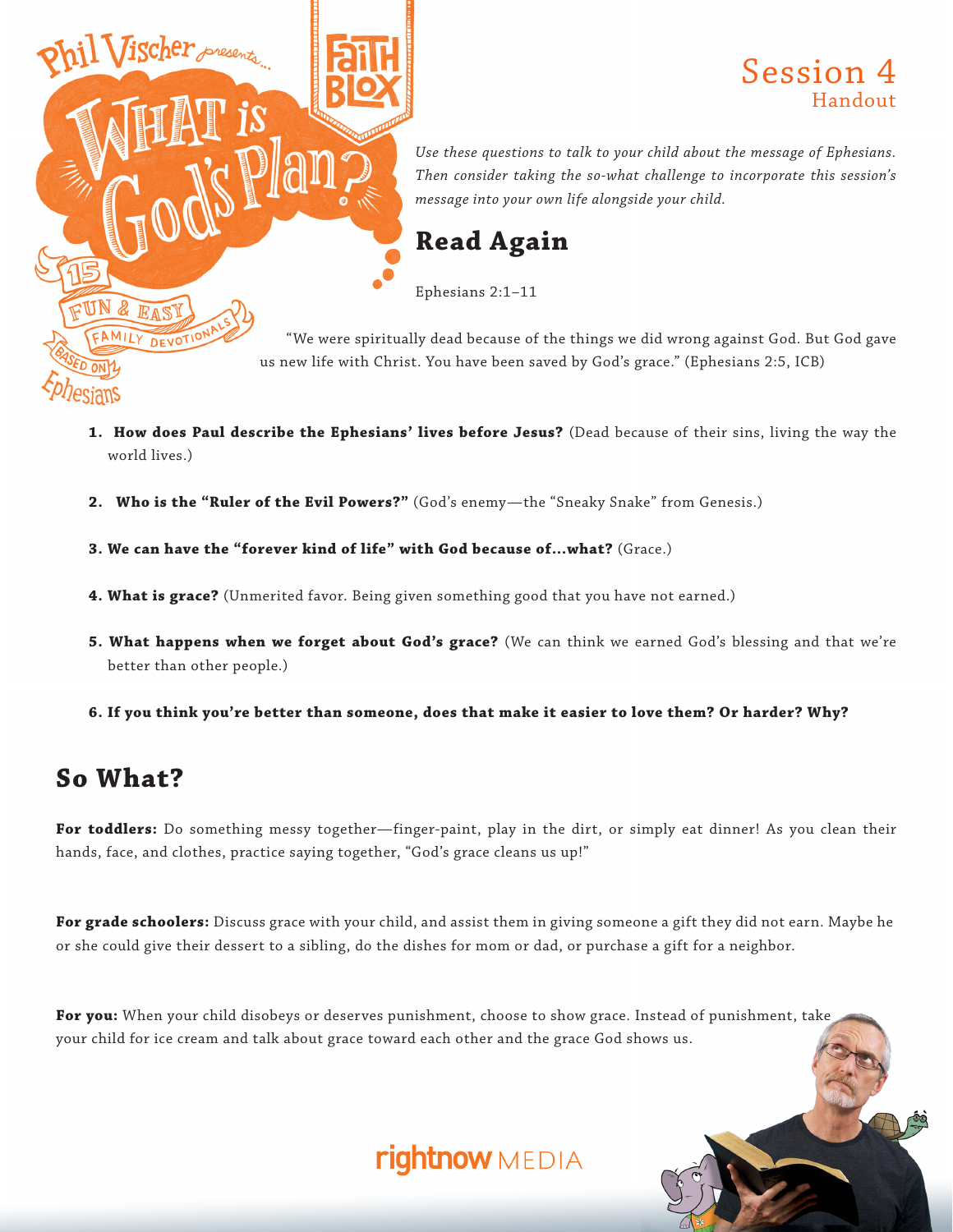# Session 4
## Handout

*Use these questions to talk to your child about the message of Ephesians. Then consider taking the so-what challenge to incorporate this session's message into your own life alongside your child.*

## Read Again

Ephesians 2:1–11

"We were spiritually dead because of the things we did wrong against God. But God gave us new life with Christ. You have been saved by God's grace." (Ephesians 2:5, ICB)

1. **How does Paul describe the Ephesians' lives before Jesus?** (Dead because of their sins, living the way the world lives.)
2. **Who is the "Ruler of the Evil Powers?"** (God's enemy—the "Sneaky Snake" from Genesis.)
3. **We can have the "forever kind of life" with God because of…what?** (Grace.)
4. **What is grace?** (Unmerited favor. Being given something good that you have not earned.)
5. **What happens when we forget about God's grace?** (We can think we earned God's blessing and that we're better than other people.)
6. **If you think you're better than someone, does that make it easier to love them? Or harder? Why?**

## So What?

**For toddlers:** Do something messy together—finger-paint, play in the dirt, or simply eat dinner! As you clean their hands, face, and clothes, practice saying together, "God's grace cleans us up!"

**For grade schoolers:** Discuss grace with your child, and assist them in giving someone a gift they did not earn. Maybe he or she could give their dessert to a sibling, do the dishes for mom or dad, or purchase a gift for a neighbor.

**For you:** When your child disobeys or deserves punishment, choose to show grace. Instead of punishment, take your child for ice cream and talk about grace toward each other and the grace God shows us.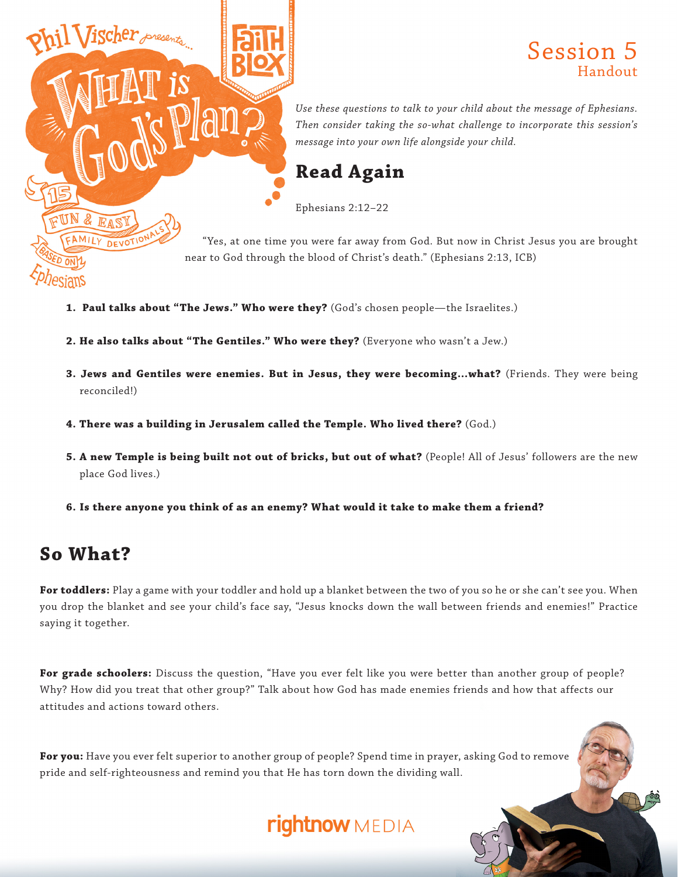# Session 5
## Handout

*Use these questions to talk to your child about the message of Ephesians. Then consider taking the so-what challenge to incorporate this session's message into your own life alongside your child.*

## Read Again

Ephesians 2:12–22

"Yes, at one time you were far away from God. But now in Christ Jesus you are brought near to God through the blood of Christ's death." (Ephesians 2:13, ICB)

1. **Paul talks about "The Jews." Who were they?** (God's chosen people—the Israelites.)
2. **He also talks about "The Gentiles." Who were they?** (Everyone who wasn't a Jew.)
3. **Jews and Gentiles were enemies. But in Jesus, they were becoming...what?** (Friends. They were being reconciled!)
4. **There was a building in Jerusalem called the Temple. Who lived there?** (God.)
5. **A new Temple is being built not out of bricks, but out of what?** (People! All of Jesus' followers are the new place God lives.)
6. **Is there anyone you think of as an enemy? What would it take to make them a friend?**

## So What?

**For toddlers:** Play a game with your toddler and hold up a blanket between the two of you so he or she can't see you. When you drop the blanket and see your child's face say, "Jesus knocks down the wall between friends and enemies!" Practice saying it together.

**For grade schoolers:** Discuss the question, "Have you ever felt like you were better than another group of people? Why? How did you treat that other group?" Talk about how God has made enemies friends and how that affects our attitudes and actions toward others.

**For you:** Have you ever felt superior to another group of people? Spend time in prayer, asking God to remove pride and self-righteousness and remind you that He has torn down the dividing wall.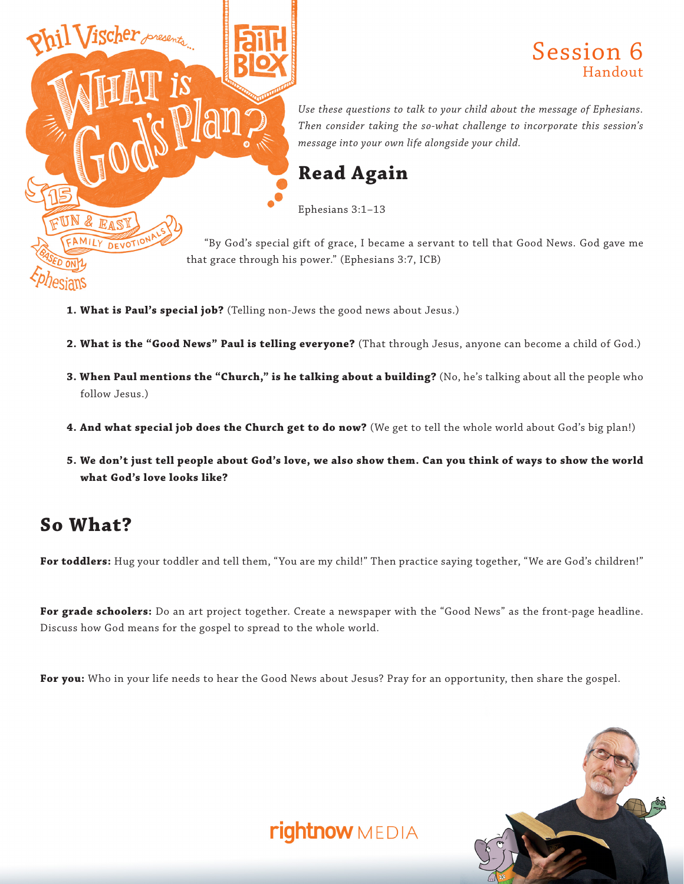# Session 6
## Handout

*Use these questions to talk to your child about the message of Ephesians. Then consider taking the so-what challenge to incorporate this session's message into your own life alongside your child.*

## Read Again

Ephesians 3:1–13

"By God's special gift of grace, I became a servant to tell that Good News. God gave me that grace through his power." (Ephesians 3:7, ICB)

1. **What is Paul's special job?** (Telling non-Jews the good news about Jesus.)
2. **What is the "Good News" Paul is telling everyone?** (That through Jesus, anyone can become a child of God.)
3. **When Paul mentions the "Church," is he talking about a building?** (No, he's talking about all the people who follow Jesus.)
4. **And what special job does the Church get to do now?** (We get to tell the whole world about God's big plan!)
5. **We don't just tell people about God's love, we also show them. Can you think of ways to show the world what God's love looks like?**

## So What?

**For toddlers:** Hug your toddler and tell them, "You are my child!" Then practice saying together, "We are God's children!"

**For grade schoolers:** Do an art project together. Create a newspaper with the "Good News" as the front-page headline. Discuss how God means for the gospel to spread to the whole world.

**For you:** Who in your life needs to hear the Good News about Jesus? Pray for an opportunity, then share the gospel.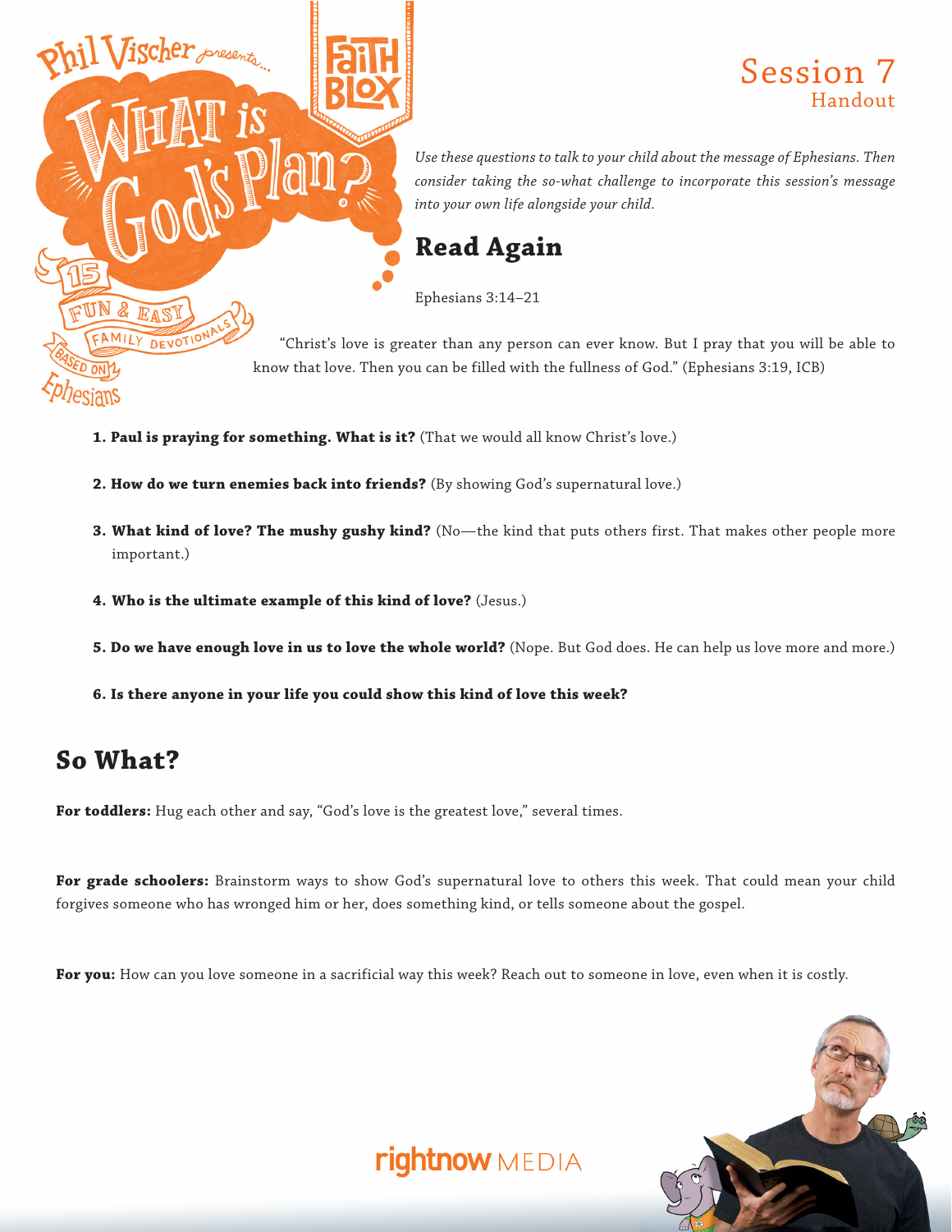# Session 7
## Handout

*Use these questions to talk to your child about the message of Ephesians. Then consider taking the so-what challenge to incorporate this session's message into your own life alongside your child.*

## Read Again

Ephesians 3:14–21

"Christ's love is greater than any person can ever know. But I pray that you will be able to know that love. Then you can be filled with the fullness of God." (Ephesians 3:19, ICB)

1. **Paul is praying for something. What is it?** (That we would all know Christ's love.)
2. **How do we turn enemies back into friends?** (By showing God's supernatural love.)
3. **What kind of love? The mushy gushy kind?** (No—the kind that puts others first. That makes other people more important.)
4. **Who is the ultimate example of this kind of love?** (Jesus.)
5. **Do we have enough love in us to love the whole world?** (Nope. But God does. He can help us love more and more.)
6. **Is there anyone in your life you could show this kind of love this week?**

## So What?

**For toddlers:** Hug each other and say, "God's love is the greatest love," several times.

**For grade schoolers:** Brainstorm ways to show God's supernatural love to others this week. That could mean your child forgives someone who has wronged him or her, does something kind, or tells someone about the gospel.

**For you:** How can you love someone in a sacrificial way this week? Reach out to someone in love, even when it is costly.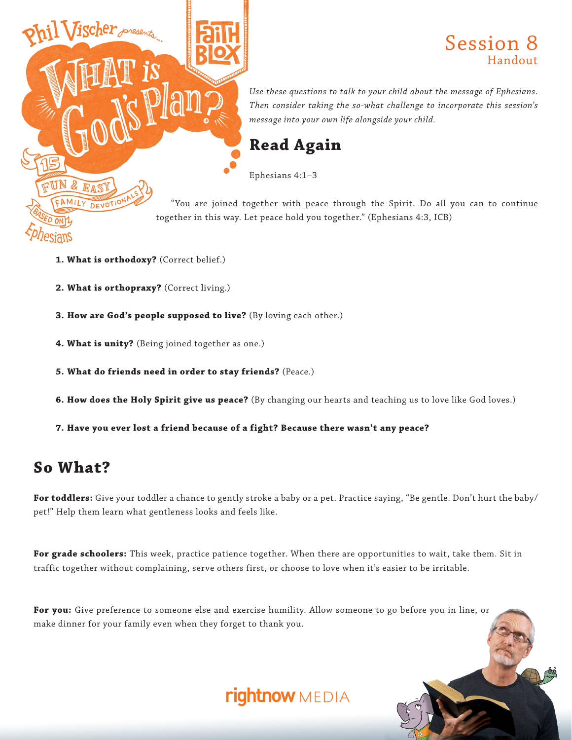# Session 8
## Handout

*Use these questions to talk to your child about the message of Ephesians. Then consider taking the so-what challenge to incorporate this session's message into your own life alongside your child.*

## Read Again

Ephesians 4:1–3

"You are joined together with peace through the Spirit. Do all you can to continue together in this way. Let peace hold you together." (Ephesians 4:3, ICB)

1. **What is orthodoxy?** (Correct belief.)
2. **What is orthopraxy?** (Correct living.)
3. **How are God's people supposed to live?** (By loving each other.)
4. **What is unity?** (Being joined together as one.)
5. **What do friends need in order to stay friends?** (Peace.)
6. **How does the Holy Spirit give us peace?** (By changing our hearts and teaching us to love like God loves.)
7. **Have you ever lost a friend because of a fight? Because there wasn't any peace?**

## So What?

**For toddlers:** Give your toddler a chance to gently stroke a baby or a pet. Practice saying, "Be gentle. Don't hurt the baby/pet!" Help them learn what gentleness looks and feels like.

**For grade schoolers:** This week, practice patience together. When there are opportunities to wait, take them. Sit in traffic together without complaining, serve others first, or choose to love when it's easier to be irritable.

**For you:** Give preference to someone else and exercise humility. Allow someone to go before you in line, or make dinner for your family even when they forget to thank you.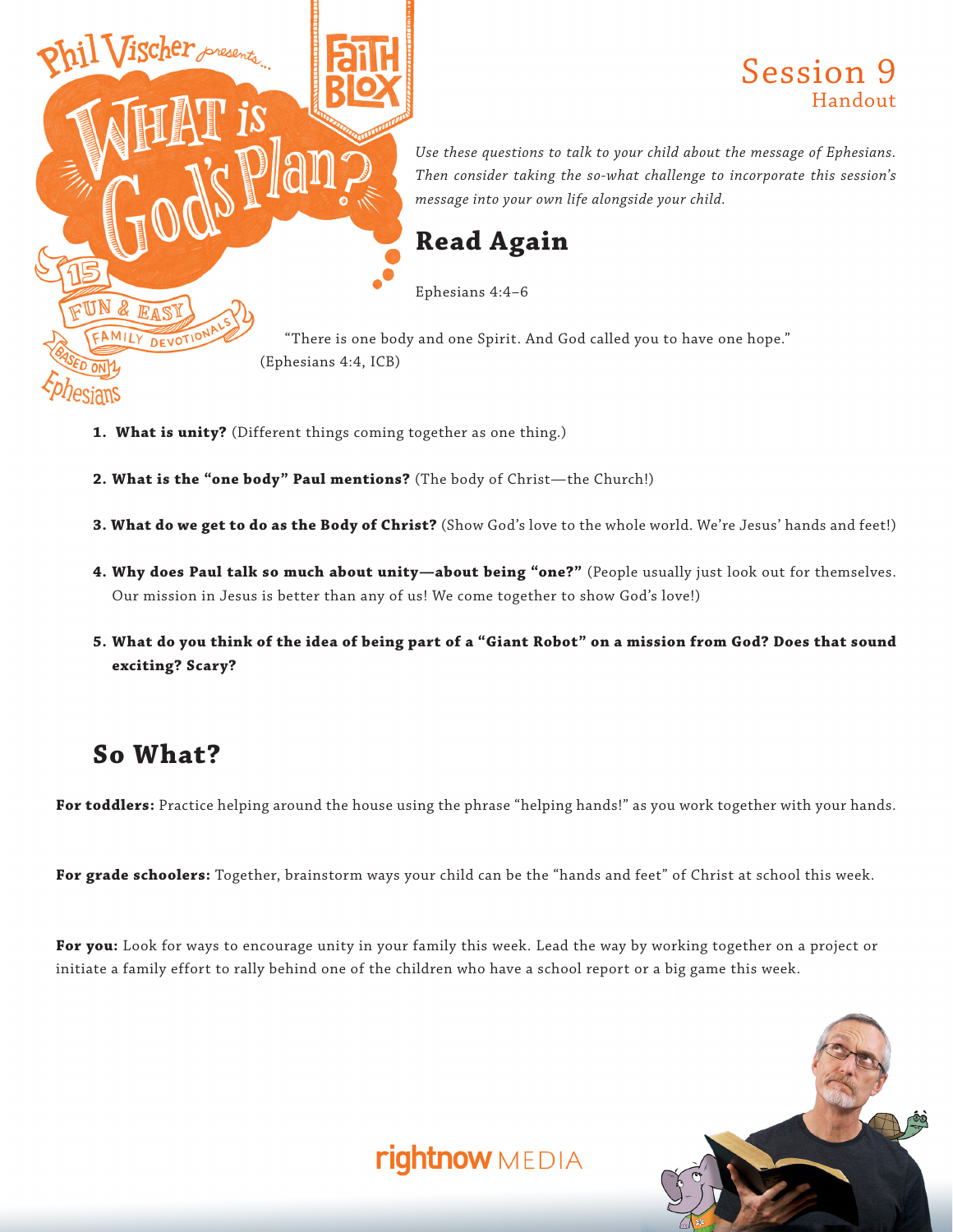# Session 9
## Handout

*Use these questions to talk to your child about the message of Ephesians. Then consider taking the so-what challenge to incorporate this session's message into your own life alongside your child.*

## Read Again

Ephesians 4:4–6

"There is one body and one Spirit. And God called you to have one hope." (Ephesians 4:4, ICB)

1. **What is unity?** (Different things coming together as one thing.)
2. **What is the "one body" Paul mentions?** (The body of Christ—the Church!)
3. **What do we get to do as the Body of Christ?** (Show God's love to the whole world. We're Jesus' hands and feet!)
4. **Why does Paul talk so much about unity—about being "one?"** (People usually just look out for themselves. Our mission in Jesus is better than any of us! We come together to show God's love!)
5. **What do you think of the idea of being part of a "Giant Robot" on a mission from God? Does that sound exciting? Scary?**

## So What?

**For toddlers:** Practice helping around the house using the phrase "helping hands!" as you work together with your hands.

**For grade schoolers:** Together, brainstorm ways your child can be the "hands and feet" of Christ at school this week.

**For you:** Look for ways to encourage unity in your family this week. Lead the way by working together on a project or initiate a family effort to rally behind one of the children who have a school report or a big game this week.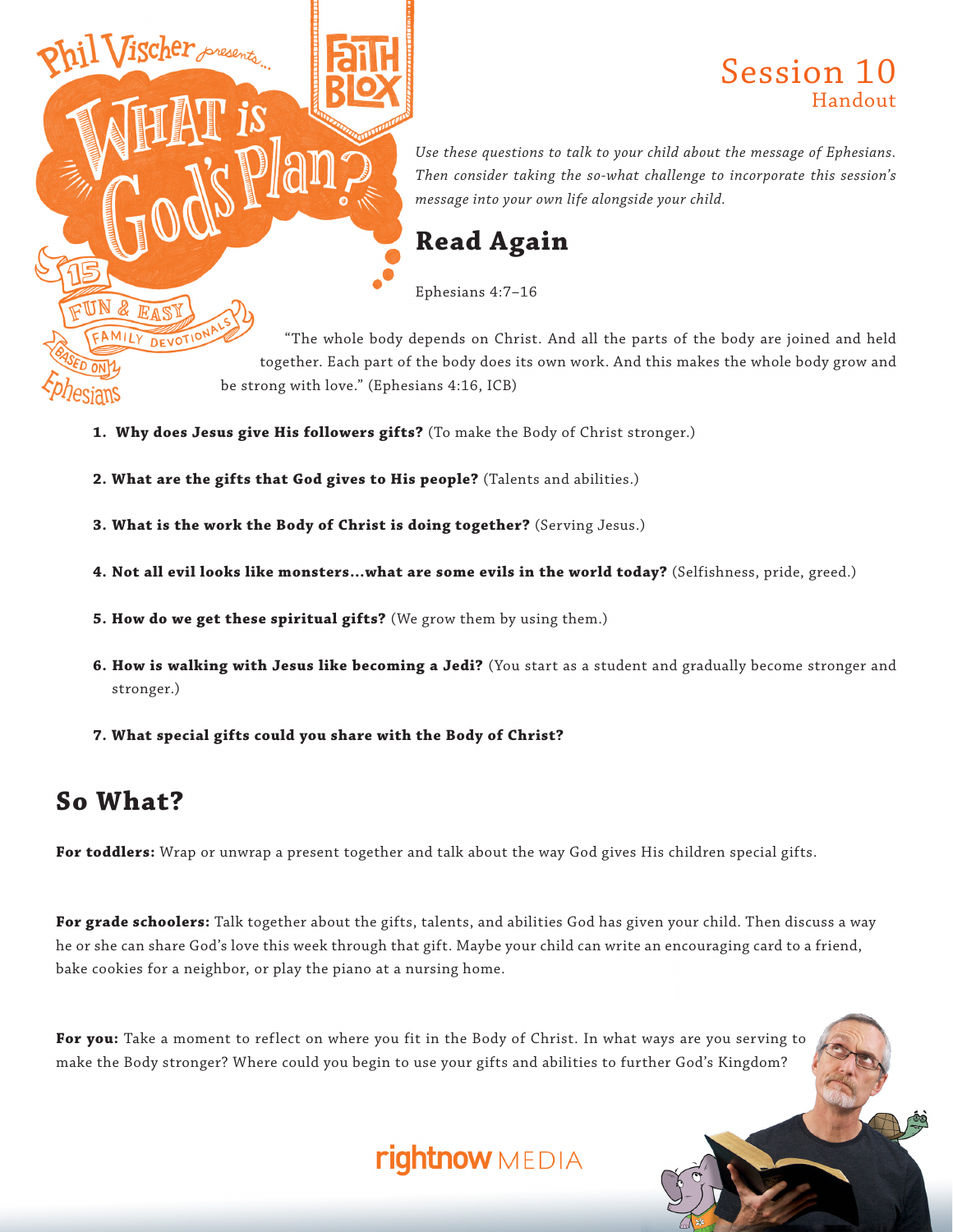Phil Vischer presents... WHAT is God's Plan? 15 FUN & EASY FAMILY DEVOTIONALS BASED ON Ephesians

FAITH BLOX

# Session 10
Handout

*Use these questions to talk to your child about the message of Ephesians. Then consider taking the so-what challenge to incorporate this session's message into your own life alongside your child.*

## Read Again

Ephesians 4:7–16

"The whole body depends on Christ. And all the parts of the body are joined and held together. Each part of the body does its own work. And this makes the whole body grow and be strong with love." (Ephesians 4:16, ICB)

1. **Why does Jesus give His followers gifts?** (To make the Body of Christ stronger.)

2. **What are the gifts that God gives to His people?** (Talents and abilities.)

3. **What is the work the Body of Christ is doing together?** (Serving Jesus.)

4. **Not all evil looks like monsters...what are some evils in the world today?** (Selfishness, pride, greed.)

5. **How do we get these spiritual gifts?** (We grow them by using them.)

6. **How is walking with Jesus like becoming a Jedi?** (You start as a student and gradually become stronger and stronger.)

7. **What special gifts could you share with the Body of Christ?**

## So What?

**For toddlers:** Wrap or unwrap a present together and talk about the way God gives His children special gifts.

**For grade schoolers:** Talk together about the gifts, talents, and abilities God has given your child. Then discuss a way he or she can share God's love this week through that gift. Maybe your child can write an encouraging card to a friend, bake cookies for a neighbor, or play the piano at a nursing home.

**For you:** Take a moment to reflect on where you fit in the Body of Christ. In what ways are you serving to make the Body stronger? Where could you begin to use your gifts and abilities to further God's Kingdom?

rightnow MEDIA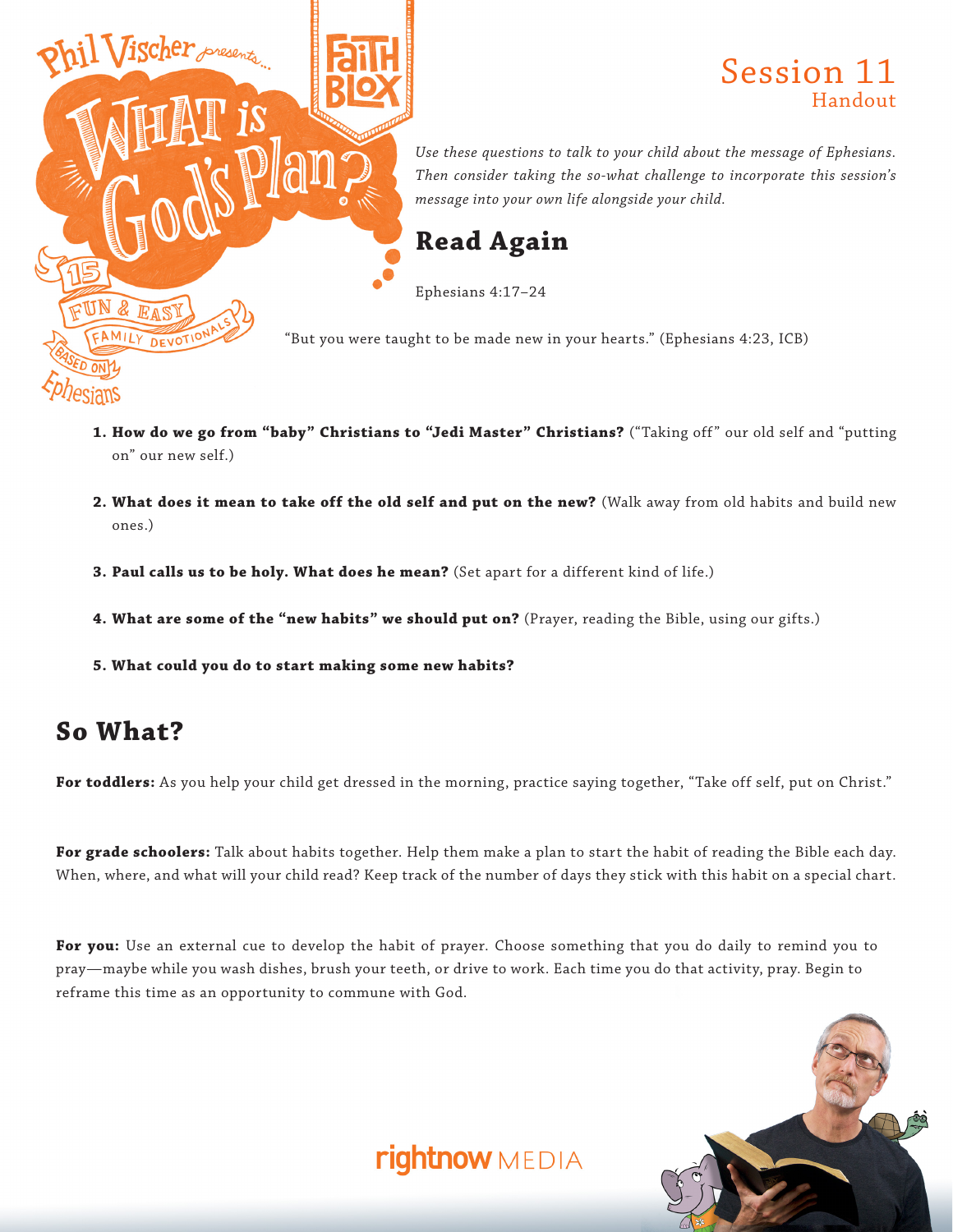# Session 11
## Handout

*Use these questions to talk to your child about the message of Ephesians. Then consider taking the so-what challenge to incorporate this session's message into your own life alongside your child.*

## Read Again

Ephesians 4:17–24

"But you were taught to be made new in your hearts." (Ephesians 4:23, ICB)

1. **How do we go from "baby" Christians to "Jedi Master" Christians?** ("Taking off" our old self and "putting on" our new self.)
2. **What does it mean to take off the old self and put on the new?** (Walk away from old habits and build new ones.)
3. **Paul calls us to be holy. What does he mean?** (Set apart for a different kind of life.)
4. **What are some of the "new habits" we should put on?** (Prayer, reading the Bible, using our gifts.)
5. **What could you do to start making some new habits?**

## So What?

**For toddlers:** As you help your child get dressed in the morning, practice saying together, "Take off self, put on Christ."

**For grade schoolers:** Talk about habits together. Help them make a plan to start the habit of reading the Bible each day. When, where, and what will your child read? Keep track of the number of days they stick with this habit on a special chart.

**For you:** Use an external cue to develop the habit of prayer. Choose something that you do daily to remind you to pray—maybe while you wash dishes, brush your teeth, or drive to work. Each time you do that activity, pray. Begin to reframe this time as an opportunity to commune with God.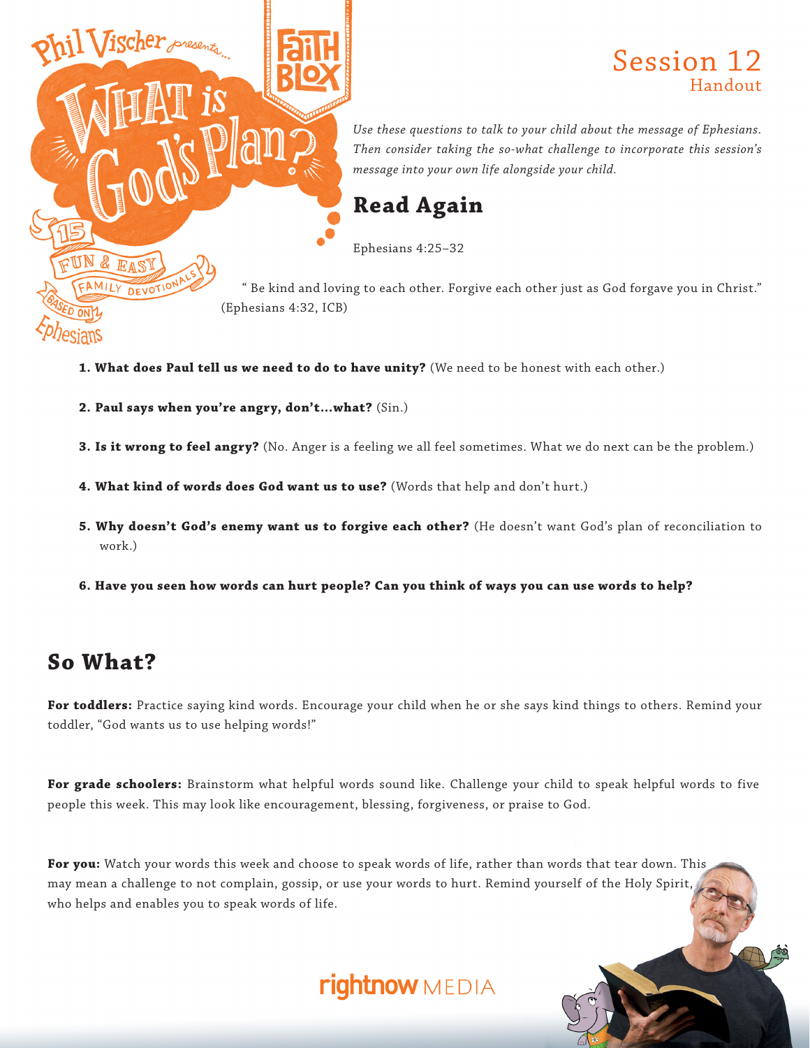# Session 12
Handout

*Use these questions to talk to your child about the message of Ephesians. Then consider taking the so-what challenge to incorporate this session's message into your own life alongside your child.*

## Read Again

Ephesians 4:25–32

" Be kind and loving to each other. Forgive each other just as God forgave you in Christ." (Ephesians 4:32, ICB)

1. **What does Paul tell us we need to do to have unity?** (We need to be honest with each other.)
2. **Paul says when you're angry, don't…what?** (Sin.)
3. **Is it wrong to feel angry?** (No. Anger is a feeling we all feel sometimes. What we do next can be the problem.)
4. **What kind of words does God want us to use?** (Words that help and don't hurt.)
5. **Why doesn't God's enemy want us to forgive each other?** (He doesn't want God's plan of reconciliation to work.)
6. **Have you seen how words can hurt people? Can you think of ways you can use words to help?**

## So What?

**For toddlers:** Practice saying kind words. Encourage your child when he or she says kind things to others. Remind your toddler, "God wants us to use helping words!"

**For grade schoolers:** Brainstorm what helpful words sound like. Challenge your child to speak helpful words to five people this week. This may look like encouragement, blessing, forgiveness, or praise to God.

**For you:** Watch your words this week and choose to speak words of life, rather than words that tear down. This may mean a challenge to not complain, gossip, or use your words to hurt. Remind yourself of the Holy Spirit, who helps and enables you to speak words of life.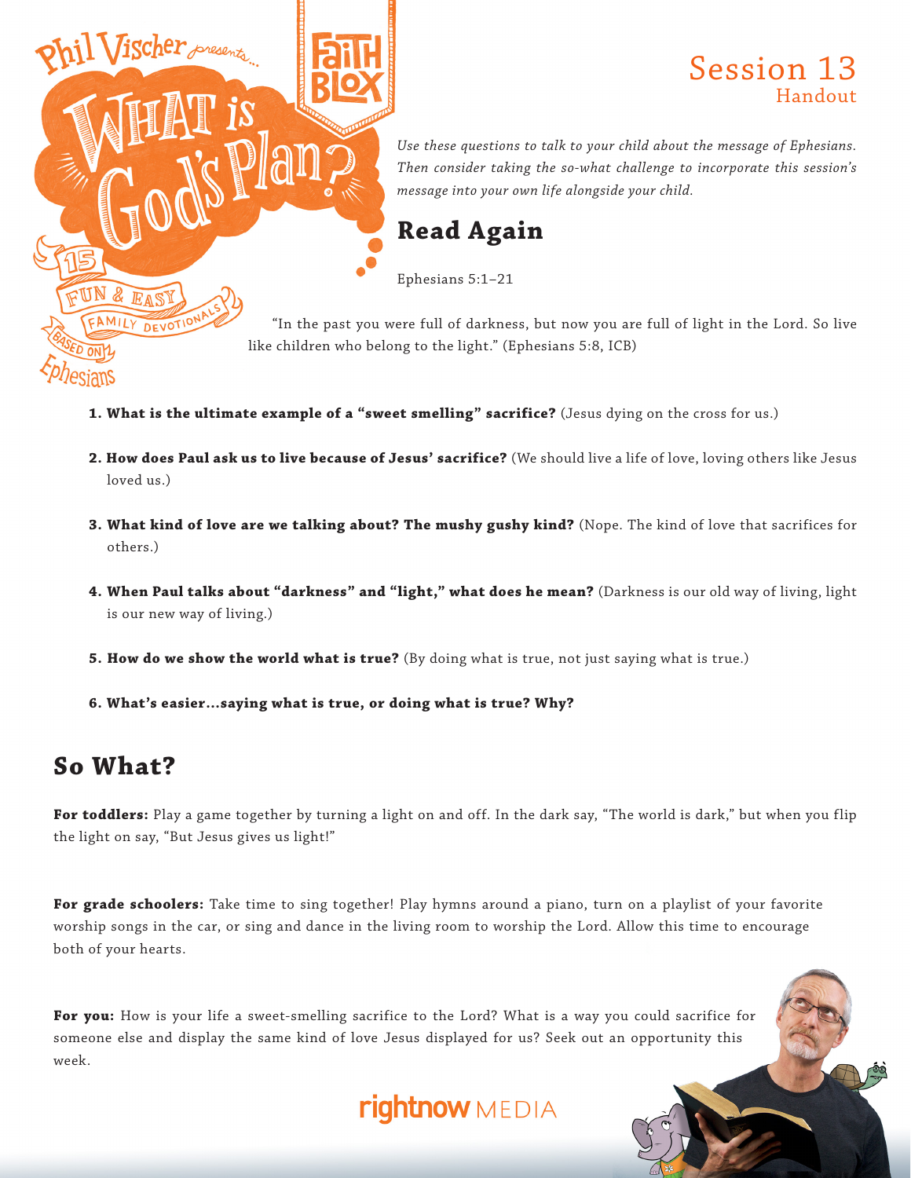Phil Vischer presents...

# WHAT is God's Plan?

15 FUN & EASY FAMILY DEVOTIONALS BASED ON Ephesians

FAITH BLOX

## Session 13
Handout

*Use these questions to talk to your child about the message of Ephesians. Then consider taking the so-what challenge to incorporate this session's message into your own life alongside your child.*

## Read Again

Ephesians 5:1–21

"In the past you were full of darkness, but now you are full of light in the Lord. So live like children who belong to the light." (Ephesians 5:8, ICB)

1. **What is the ultimate example of a "sweet smelling" sacrifice?** (Jesus dying on the cross for us.)
2. **How does Paul ask us to live because of Jesus' sacrifice?** (We should live a life of love, loving others like Jesus loved us.)
3. **What kind of love are we talking about? The mushy gushy kind?** (Nope. The kind of love that sacrifices for others.)
4. **When Paul talks about "darkness" and "light," what does he mean?** (Darkness is our old way of living, light is our new way of living.)
5. **How do we show the world what is true?** (By doing what is true, not just saying what is true.)
6. **What's easier…saying what is true, or doing what is true? Why?**

## So What?

**For toddlers:** Play a game together by turning a light on and off. In the dark say, "The world is dark," but when you flip the light on say, "But Jesus gives us light!"

**For grade schoolers:** Take time to sing together! Play hymns around a piano, turn on a playlist of your favorite worship songs in the car, or sing and dance in the living room to worship the Lord. Allow this time to encourage both of your hearts.

**For you:** How is your life a sweet-smelling sacrifice to the Lord? What is a way you could sacrifice for someone else and display the same kind of love Jesus displayed for us? Seek out an opportunity this week.

rightnow MEDIA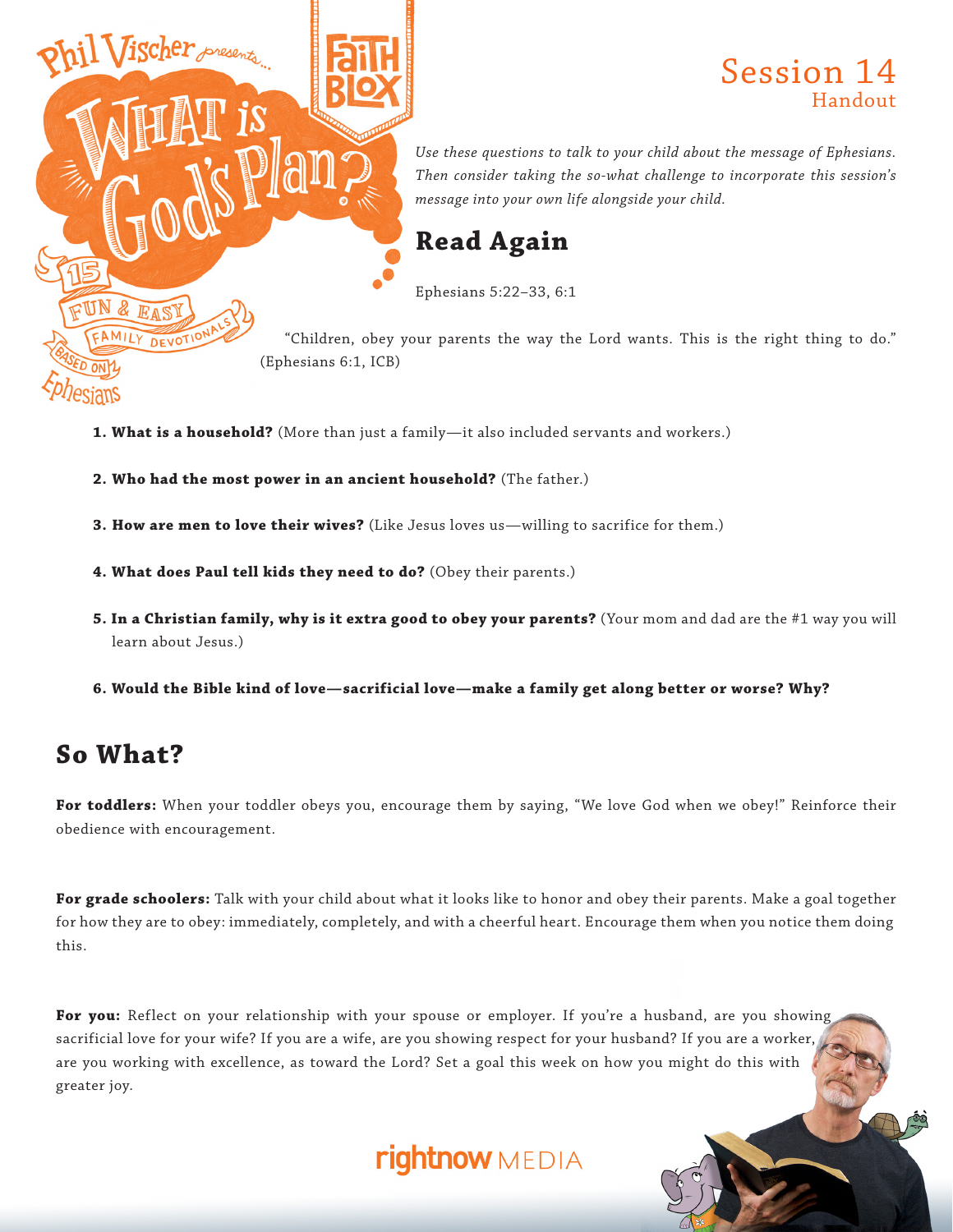# Session 14

## Handout

*Use these questions to talk to your child about the message of Ephesians. Then consider taking the so-what challenge to incorporate this session's message into your own life alongside your child.*

## Read Again

Ephesians 5:22–33, 6:1

"Children, obey your parents the way the Lord wants. This is the right thing to do." (Ephesians 6:1, ICB)

1. **What is a household?** (More than just a family—it also included servants and workers.)
2. **Who had the most power in an ancient household?** (The father.)
3. **How are men to love their wives?** (Like Jesus loves us—willing to sacrifice for them.)
4. **What does Paul tell kids they need to do?** (Obey their parents.)
5. **In a Christian family, why is it extra good to obey your parents?** (Your mom and dad are the #1 way you will learn about Jesus.)
6. **Would the Bible kind of love—sacrificial love—make a family get along better or worse? Why?**

## So What?

**For toddlers:** When your toddler obeys you, encourage them by saying, "We love God when we obey!" Reinforce their obedience with encouragement.

**For grade schoolers:** Talk with your child about what it looks like to honor and obey their parents. Make a goal together for how they are to obey: immediately, completely, and with a cheerful heart. Encourage them when you notice them doing this.

**For you:** Reflect on your relationship with your spouse or employer. If you're a husband, are you showing sacrificial love for your wife? If you are a wife, are you showing respect for your husband? If you are a worker, are you working with excellence, as toward the Lord? Set a goal this week on how you might do this with greater joy.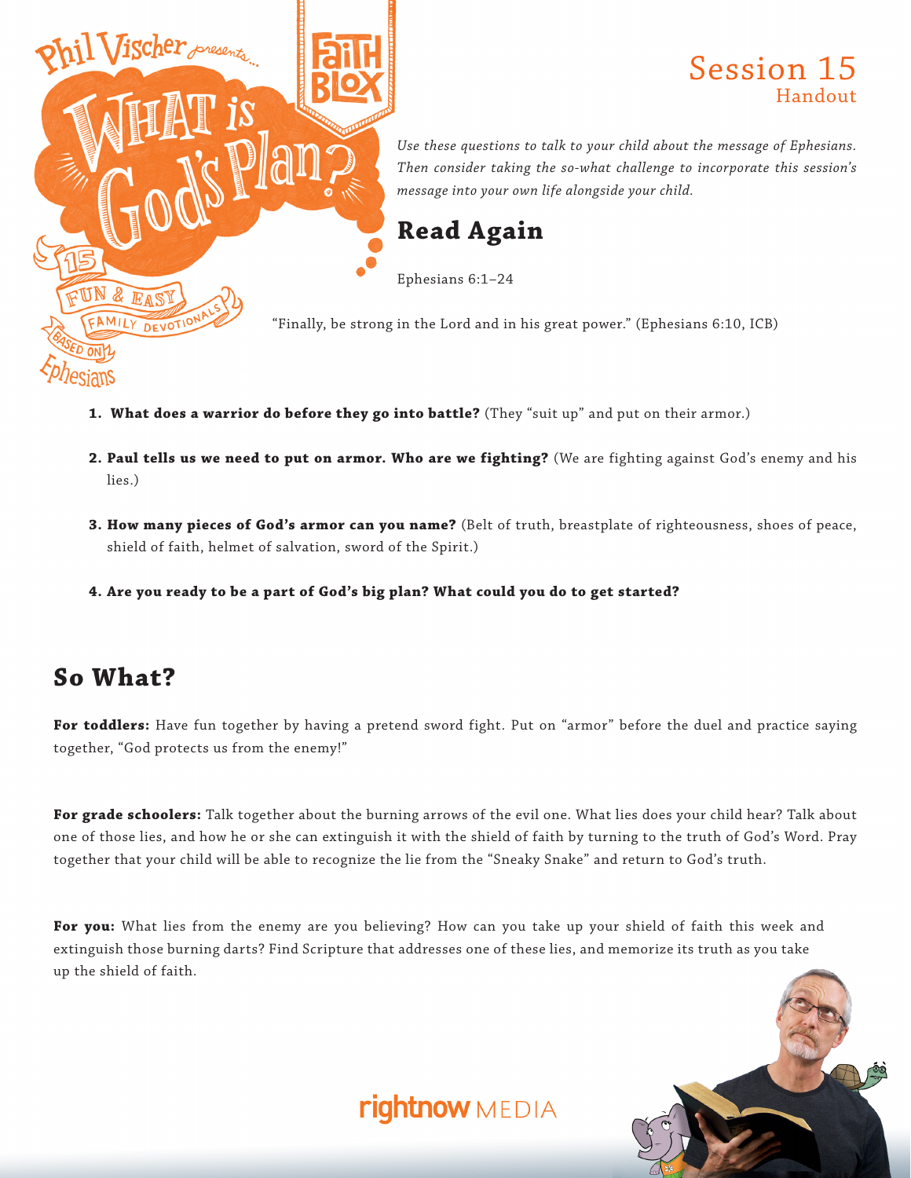Phil Vischer presents...

# WHAT is God's Plan?

15 FUN & EASY FAMILY DEVOTIONALS BASED ON Ephesians

FAITH BLOX

# Session 15
## Handout

*Use these questions to talk to your child about the message of Ephesians. Then consider taking the so-what challenge to incorporate this session's message into your own life alongside your child.*

## Read Again

Ephesians 6:1–24

"Finally, be strong in the Lord and in his great power." (Ephesians 6:10, ICB)

1. **What does a warrior do before they go into battle?** (They "suit up" and put on their armor.)

2. **Paul tells us we need to put on armor. Who are we fighting?** (We are fighting against God's enemy and his lies.)

3. **How many pieces of God's armor can you name?** (Belt of truth, breastplate of righteousness, shoes of peace, shield of faith, helmet of salvation, sword of the Spirit.)

4. **Are you ready to be a part of God's big plan? What could you do to get started?**

## So What?

**For toddlers:** Have fun together by having a pretend sword fight. Put on "armor" before the duel and practice saying together, "God protects us from the enemy!"

**For grade schoolers:** Talk together about the burning arrows of the evil one. What lies does your child hear? Talk about one of those lies, and how he or she can extinguish it with the shield of faith by turning to the truth of God's Word. Pray together that your child will be able to recognize the lie from the "Sneaky Snake" and return to God's truth.

**For you:** What lies from the enemy are you believing? How can you take up your shield of faith this week and extinguish those burning darts? Find Scripture that addresses one of these lies, and memorize its truth as you take up the shield of faith.

rightnow MEDIA